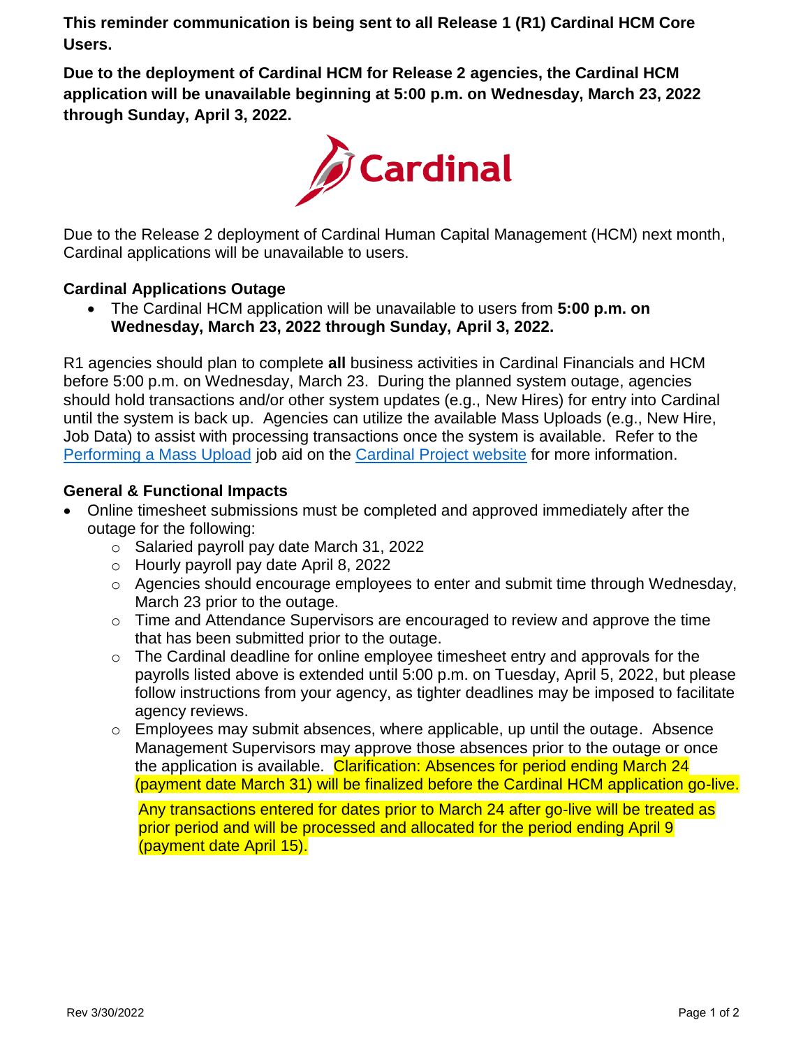**This reminder communication is being sent to all Release 1 (R1) Cardinal HCM Core Users.**

**Due to the deployment of Cardinal HCM for Release 2 agencies, the Cardinal HCM application will be unavailable beginning at 5:00 p.m. on Wednesday, March 23, 2022 through Sunday, April 3, 2022.**

Cardinal

Due to the Release 2 deployment of Cardinal Human Capital Management (HCM) next month, Cardinal applications will be unavailable to users.

### Cardinal Applications Outage

- The Cardinal HCM application will be unavailable to users from **5:00 p.m. on Wednesday, March 23, 2022 through Sunday, April 3, 2022.**

R1 agencies should plan to complete **all** business activities in Cardinal Financials and HCM before 5:00 p.m. on Wednesday, March 23. During the planned system outage, agencies should hold transactions and/or other system updates (e.g., New Hires) for entry into Cardinal until the system is back up. Agencies can utilize the available Mass Uploads (e.g., New Hire, Job Data) to assist with processing transactions once the system is available. Refer to the Performing a Mass Upload job aid on the Cardinal Project website for more information.

### General & Functional Impacts

- Online timesheet submissions must be completed and approved immediately after the outage for the following:
  - Salaried payroll pay date March 31, 2022
  - Hourly payroll pay date April 8, 2022
  - Agencies should encourage employees to enter and submit time through Wednesday, March 23 prior to the outage.
  - Time and Attendance Supervisors are encouraged to review and approve the time that has been submitted prior to the outage.
  - The Cardinal deadline for online employee timesheet entry and approvals for the payrolls listed above is extended until 5:00 p.m. on Tuesday, April 5, 2022, but please follow instructions from your agency, as tighter deadlines may be imposed to facilitate agency reviews.
  - Employees may submit absences, where applicable, up until the outage. Absence Management Supervisors may approve those absences prior to the outage or once the application is available. Clarification: Absences for period ending March 24 (payment date March 31) will be finalized before the Cardinal HCM application go-live.

    Any transactions entered for dates prior to March 24 after go-live will be treated as prior period and will be processed and allocated for the period ending April 9 (payment date April 15).

Rev 3/30/2022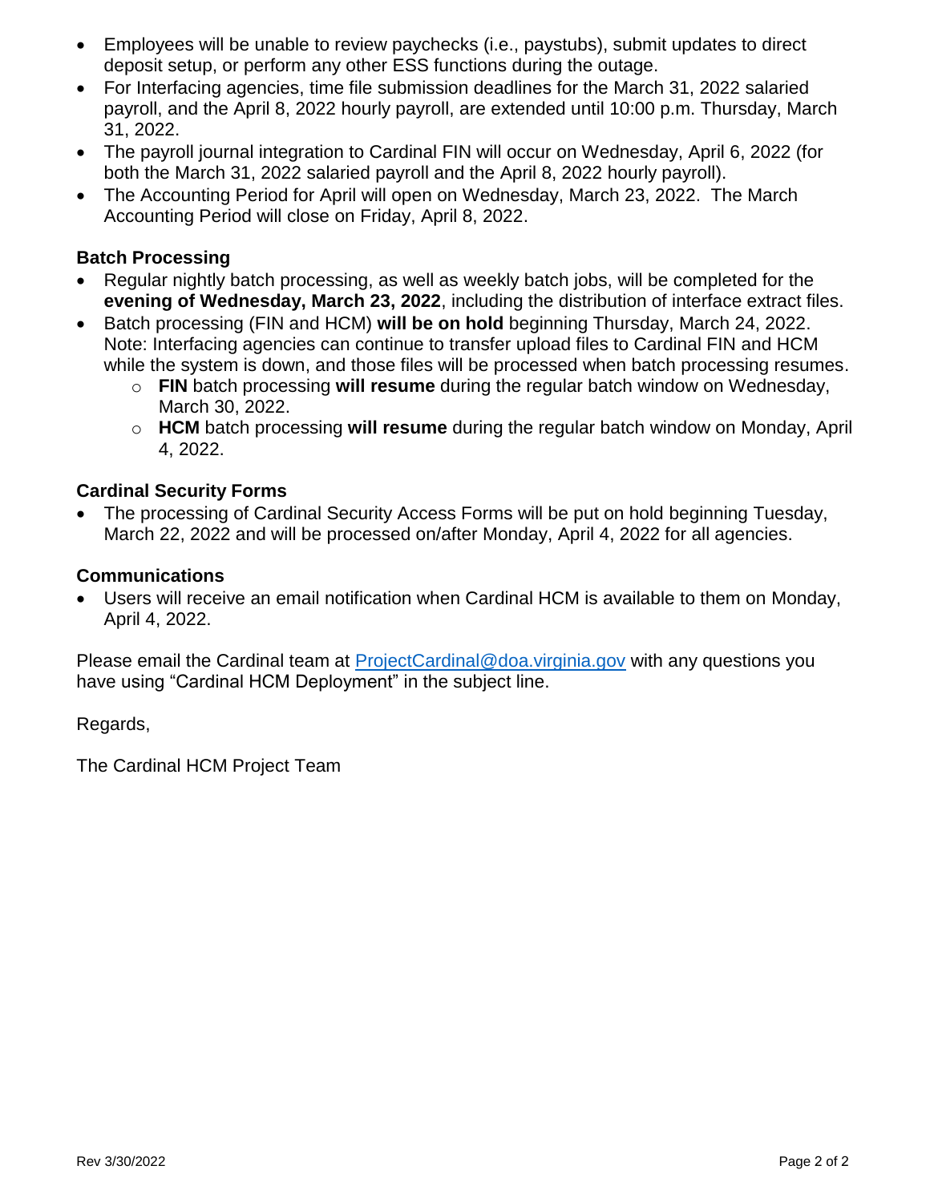- Employees will be unable to review paychecks (i.e., paystubs), submit updates to direct deposit setup, or perform any other ESS functions during the outage.
- For Interfacing agencies, time file submission deadlines for the March 31, 2022 salaried payroll, and the April 8, 2022 hourly payroll, are extended until 10:00 p.m. Thursday, March 31, 2022.
- The payroll journal integration to Cardinal FIN will occur on Wednesday, April 6, 2022 (for both the March 31, 2022 salaried payroll and the April 8, 2022 hourly payroll).
- The Accounting Period for April will open on Wednesday, March 23, 2022. The March Accounting Period will close on Friday, April 8, 2022.

**Batch Processing**

- Regular nightly batch processing, as well as weekly batch jobs, will be completed for the **evening of Wednesday, March 23, 2022**, including the distribution of interface extract files.
- Batch processing (FIN and HCM) **will be on hold** beginning Thursday, March 24, 2022. Note: Interfacing agencies can continue to transfer upload files to Cardinal FIN and HCM while the system is down, and those files will be processed when batch processing resumes.
    - **FIN** batch processing **will resume** during the regular batch window on Wednesday, March 30, 2022.
    - **HCM** batch processing **will resume** during the regular batch window on Monday, April 4, 2022.

**Cardinal Security Forms**

- The processing of Cardinal Security Access Forms will be put on hold beginning Tuesday, March 22, 2022 and will be processed on/after Monday, April 4, 2022 for all agencies.

**Communications**

- Users will receive an email notification when Cardinal HCM is available to them on Monday, April 4, 2022.

Please email the Cardinal team at [ProjectCardinal@doa.virginia.gov](mailto:ProjectCardinal@doa.virginia.gov) with any questions you have using "Cardinal HCM Deployment" in the subject line.

Regards,

The Cardinal HCM Project Team

Rev 3/30/2022